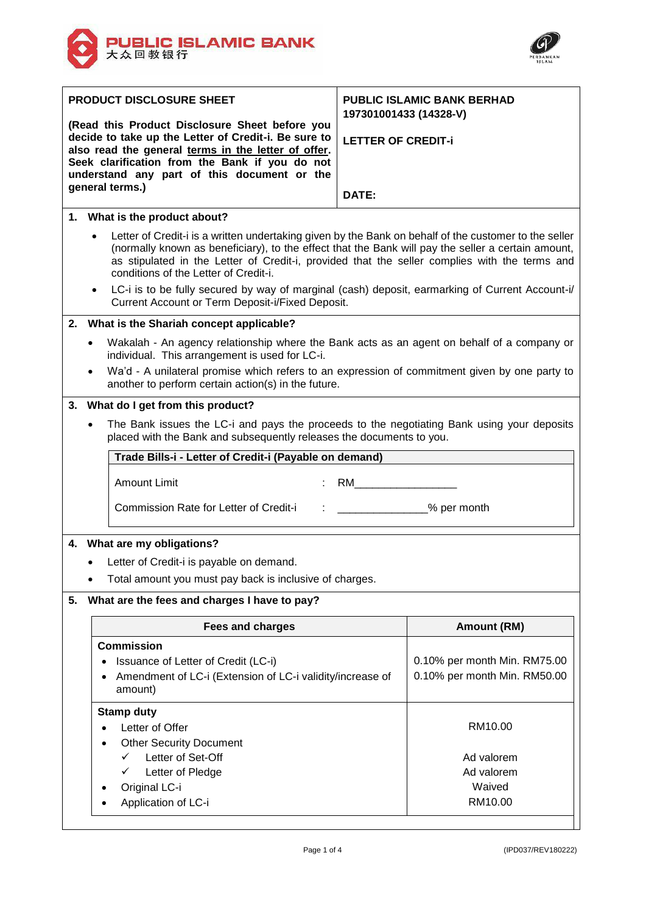PUBLIC ISLAMIC BANK
大众回教银行

| PRODUCT DISCLOSURE SHEET<br><br>**(Read this Product Disclosure Sheet before you decide to take up the Letter of Credit-i. Be sure to also read the general terms in the letter of offer. Seek clarification from the Bank if you do not understand any part of this document or the general terms.)** | **PUBLIC ISLAMIC BANK BERHAD**<br>**197301001433 (14328-V)**<br><br>**LETTER OF CREDIT-i**<br><br>**DATE:** |
|---|---|

## 1. What is the product about?

- Letter of Credit-i is a written undertaking given by the Bank on behalf of the customer to the seller (normally known as beneficiary), to the effect that the Bank will pay the seller a certain amount, as stipulated in the Letter of Credit-i, provided that the seller complies with the terms and conditions of the Letter of Credit-i.
- LC-i is to be fully secured by way of marginal (cash) deposit, earmarking of Current Account-i/ Current Account or Term Deposit-i/Fixed Deposit.

## 2. What is the Shariah concept applicable?

- Wakalah - An agency relationship where the Bank acts as an agent on behalf of a company or individual. This arrangement is used for LC-i.
- Wa'd - A unilateral promise which refers to an expression of commitment given by one party to another to perform certain action(s) in the future.

## 3. What do I get from this product?

- The Bank issues the LC-i and pays the proceeds to the negotiating Bank using your deposits placed with the Bank and subsequently releases the documents to you.

| **Trade Bills-i - Letter of Credit-i (Payable on demand)** | | |
|---|---|---|
| Amount Limit | : | RM_________________ |
| Commission Rate for Letter of Credit-i | : | _______________% per month |

## 4. What are my obligations?

- Letter of Credit-i is payable on demand.
- Total amount you must pay back is inclusive of charges.

## 5. What are the fees and charges I have to pay?

| Fees and charges | Amount (RM) |
|---|---|
| **Commission** | |
| • Issuance of Letter of Credit (LC-i) | 0.10% per month Min. RM75.00 |
| • Amendment of LC-i (Extension of LC-i validity/increase of amount) | 0.10% per month Min. RM50.00 |
| **Stamp duty** | |
| • Letter of Offer | RM10.00 |
| • Other Security Document | |
| ✓ Letter of Set-Off | Ad valorem |
| ✓ Letter of Pledge | Ad valorem |
| • Original LC-i | Waived |
| • Application of LC-i | RM10.00 |

(IPD037/REV180222)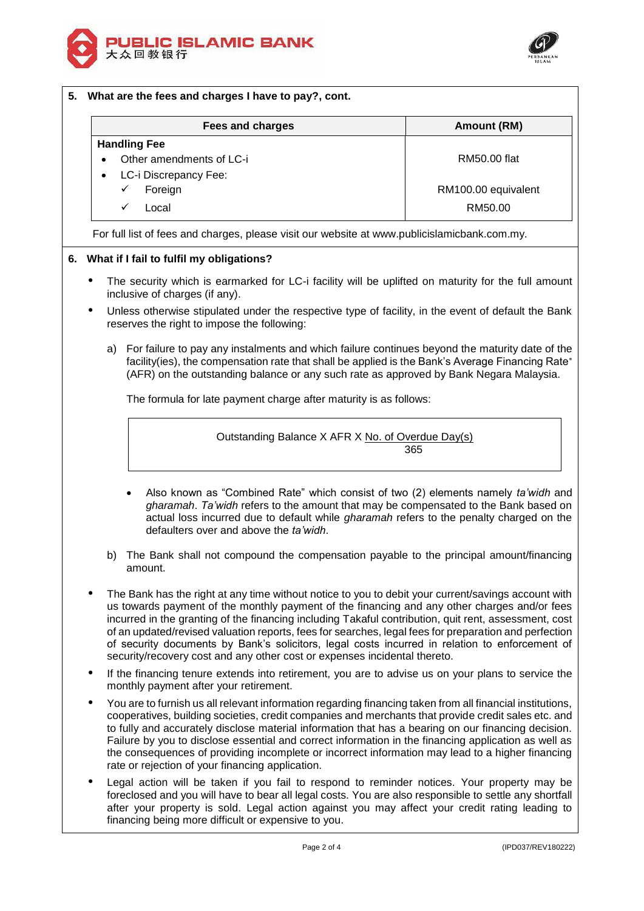## 5. What are the fees and charges I have to pay?, cont.

| Fees and charges | Amount (RM) |
|---|---|
| **Handling Fee** | |
| • Other amendments of LC-i | RM50.00 flat |
| • LC-i Discrepancy Fee: | |
| ✓ Foreign | RM100.00 equivalent |
| ✓ Local | RM50.00 |

For full list of fees and charges, please visit our website at www.publicislamicbank.com.my.

## 6. What if I fail to fulfil my obligations?

- The security which is earmarked for LC-i facility will be uplifted on maturity for the full amount inclusive of charges (if any).
- Unless otherwise stipulated under the respective type of facility, in the event of default the Bank reserves the right to impose the following:

  a) For failure to pay any instalments and which failure continues beyond the maturity date of the facility(ies), the compensation rate that shall be applied is the Bank's Average Financing Rate* (AFR) on the outstanding balance or any such rate as approved by Bank Negara Malaysia.

  The formula for late payment charge after maturity is as follows:

  $$\text{Outstanding Balance} \times \text{AFR} \times \frac{\text{No. of Overdue Day(s)}}{365}$$

  - Also known as "Combined Rate" which consist of two (2) elements namely *ta'widh* and *gharamah*. *Ta'widh* refers to the amount that may be compensated to the Bank based on actual loss incurred due to default while *gharamah* refers to the penalty charged on the defaulters over and above the *ta'widh*.

  b) The Bank shall not compound the compensation payable to the principal amount/financing amount.

- The Bank has the right at any time without notice to you to debit your current/savings account with us towards payment of the monthly payment of the financing and any other charges and/or fees incurred in the granting of the financing including Takaful contribution, quit rent, assessment, cost of an updated/revised valuation reports, fees for searches, legal fees for preparation and perfection of security documents by Bank's solicitors, legal costs incurred in relation to enforcement of security/recovery cost and any other cost or expenses incidental thereto.
- If the financing tenure extends into retirement, you are to advise us on your plans to service the monthly payment after your retirement.
- You are to furnish us all relevant information regarding financing taken from all financial institutions, cooperatives, building societies, credit companies and merchants that provide credit sales etc. and to fully and accurately disclose material information that has a bearing on our financing decision. Failure by you to disclose essential and correct information in the financing application as well as the consequences of providing incomplete or incorrect information may lead to a higher financing rate or rejection of your financing application.
- Legal action will be taken if you fail to respond to reminder notices. Your property may be foreclosed and you will have to bear all legal costs. You are also responsible to settle any shortfall after your property is sold. Legal action against you may affect your credit rating leading to financing being more difficult or expensive to you.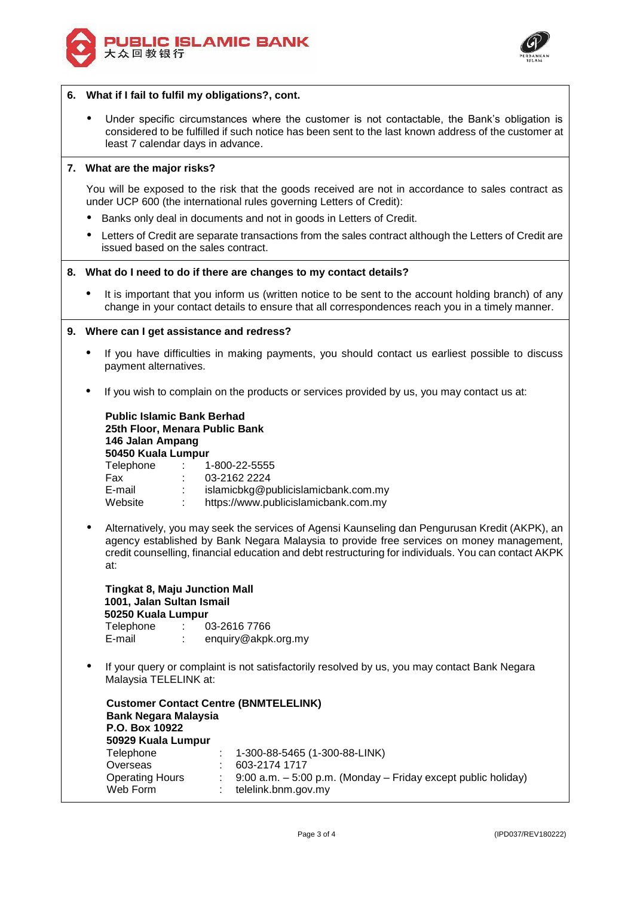## 6. What if I fail to fulfil my obligations?, cont.

- Under specific circumstances where the customer is not contactable, the Bank's obligation is considered to be fulfilled if such notice has been sent to the last known address of the customer at least 7 calendar days in advance.

## 7. What are the major risks?

You will be exposed to the risk that the goods received are not in accordance to sales contract as under UCP 600 (the international rules governing Letters of Credit):

- Banks only deal in documents and not in goods in Letters of Credit.
- Letters of Credit are separate transactions from the sales contract although the Letters of Credit are issued based on the sales contract.

## 8. What do I need to do if there are changes to my contact details?

- It is important that you inform us (written notice to be sent to the account holding branch) of any change in your contact details to ensure that all correspondences reach you in a timely manner.

## 9. Where can I get assistance and redress?

- If you have difficulties in making payments, you should contact us earliest possible to discuss payment alternatives.
- If you wish to complain on the products or services provided by us, you may contact us at:

  **Public Islamic Bank Berhad**
  **25th Floor, Menara Public Bank**
  **146 Jalan Ampang**
  **50450 Kuala Lumpur**
  Telephone : 1-800-22-5555
  Fax : 03-2162 2224
  E-mail : islamicbkg@publicislamicbank.com.my
  Website : https://www.publicislamicbank.com.my

- Alternatively, you may seek the services of Agensi Kaunseling dan Pengurusan Kredit (AKPK), an agency established by Bank Negara Malaysia to provide free services on money management, credit counselling, financial education and debt restructuring for individuals. You can contact AKPK at:

  **Tingkat 8, Maju Junction Mall**
  **1001, Jalan Sultan Ismail**
  **50250 Kuala Lumpur**
  Telephone : 03-2616 7766
  E-mail : enquiry@akpk.org.my

- If your query or complaint is not satisfactorily resolved by us, you may contact Bank Negara Malaysia TELELINK at:

  **Customer Contact Centre (BNMTELELINK)**
  **Bank Negara Malaysia**
  **P.O. Box 10922**
  **50929 Kuala Lumpur**
  Telephone : 1-300-88-5465 (1-300-88-LINK)
  Overseas : 603-2174 1717
  Operating Hours : 9:00 a.m. – 5:00 p.m. (Monday – Friday except public holiday)
  Web Form : telelink.bnm.gov.my

(IPD037/REV180222)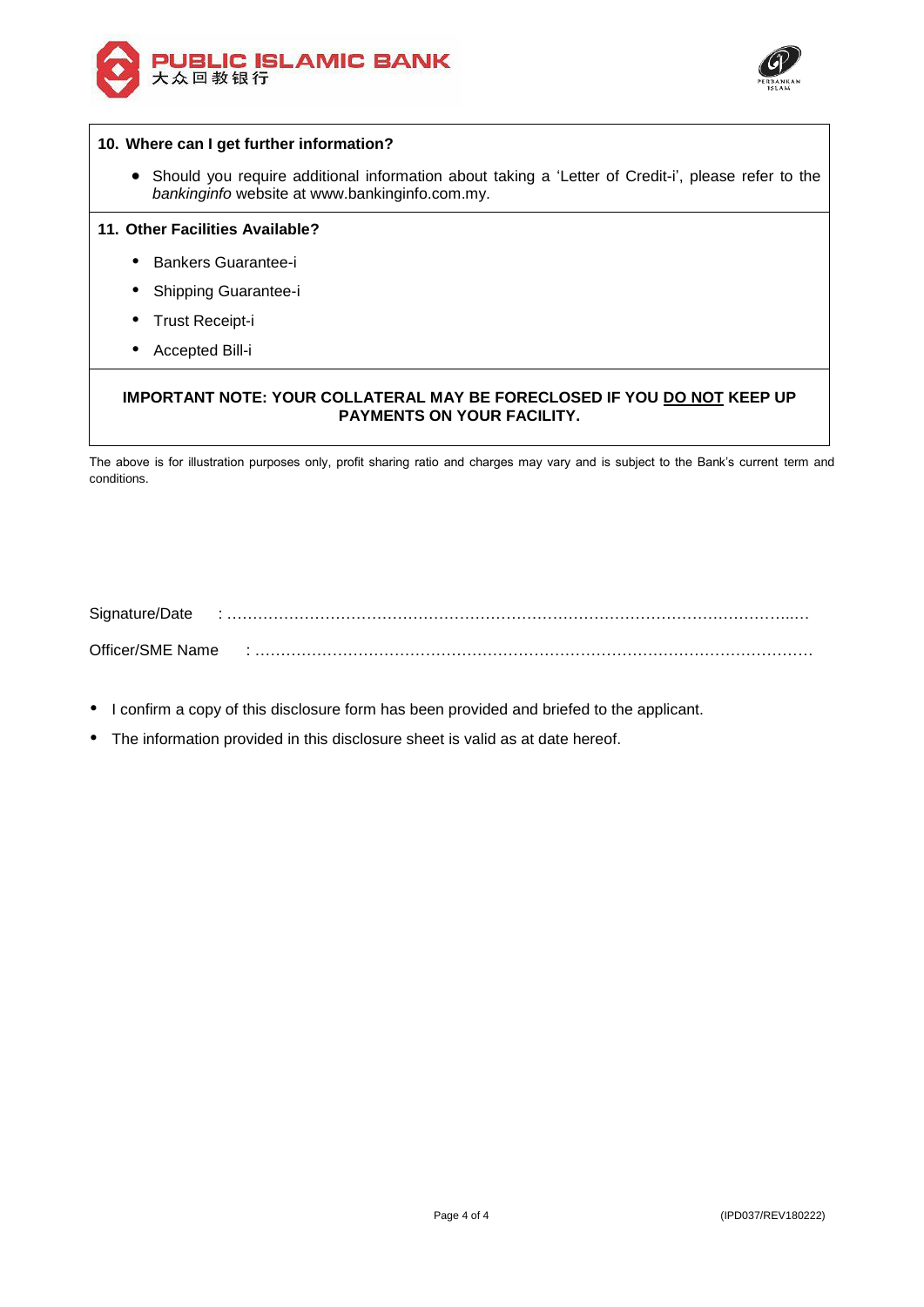## 10. Where can I get further information?

- Should you require additional information about taking a 'Letter of Credit-i', please refer to the *bankinginfo* website at www.bankinginfo.com.my.

## 11. Other Facilities Available?

- Bankers Guarantee-i
- Shipping Guarantee-i
- Trust Receipt-i
- Accepted Bill-i

**IMPORTANT NOTE: YOUR COLLATERAL MAY BE FORECLOSED IF YOU <u>DO NOT</u> KEEP UP PAYMENTS ON YOUR FACILITY.**

The above is for illustration purposes only, profit sharing ratio and charges may vary and is subject to the Bank's current term and conditions.

Signature/Date : …………………………………………………………………………………………………..…

Officer/SME Name : ………………………………………………………………………………………………

- I confirm a copy of this disclosure form has been provided and briefed to the applicant.
- The information provided in this disclosure sheet is valid as at date hereof.

(IPD037/REV180222)